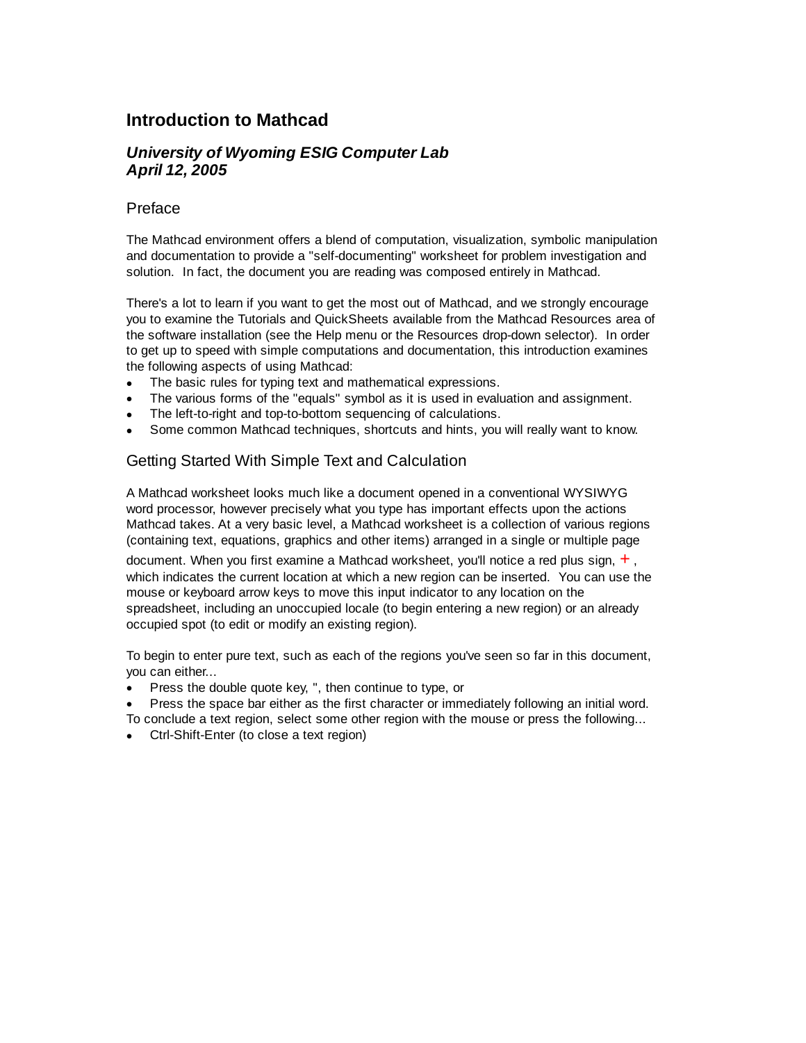# Introduction to Mathcad

***University of Wyoming ESIG Computer Lab***
***April 12, 2005***

## Preface

The Mathcad environment offers a blend of computation, visualization, symbolic manipulation and documentation to provide a "self-documenting" worksheet for problem investigation and solution. In fact, the document you are reading was composed entirely in Mathcad.

There's a lot to learn if you want to get the most out of Mathcad, and we strongly encourage you to examine the Tutorials and QuickSheets available from the Mathcad Resources area of the software installation (see the Help menu or the Resources drop-down selector). In order to get up to speed with simple computations and documentation, this introduction examines the following aspects of using Mathcad:

- The basic rules for typing text and mathematical expressions.
- The various forms of the "equals" symbol as it is used in evaluation and assignment.
- The left-to-right and top-to-bottom sequencing of calculations.
- Some common Mathcad techniques, shortcuts and hints, you will really want to know.

## Getting Started With Simple Text and Calculation

A Mathcad worksheet looks much like a document opened in a conventional WYSIWYG word processor, however precisely what you type has important effects upon the actions Mathcad takes. At a very basic level, a Mathcad worksheet is a collection of various regions (containing text, equations, graphics and other items) arranged in a single or multiple page document. When you first examine a Mathcad worksheet, you'll notice a red plus sign, +, which indicates the current location at which a new region can be inserted. You can use the mouse or keyboard arrow keys to move this input indicator to any location on the spreadsheet, including an unoccupied locale (to begin entering a new region) or an already occupied spot (to edit or modify an existing region).

To begin to enter pure text, such as each of the regions you've seen so far in this document, you can either...

- Press the double quote key, ", then continue to type, or
- Press the space bar either as the first character or immediately following an initial word.

To conclude a text region, select some other region with the mouse or press the following...

- Ctrl-Shift-Enter (to close a text region)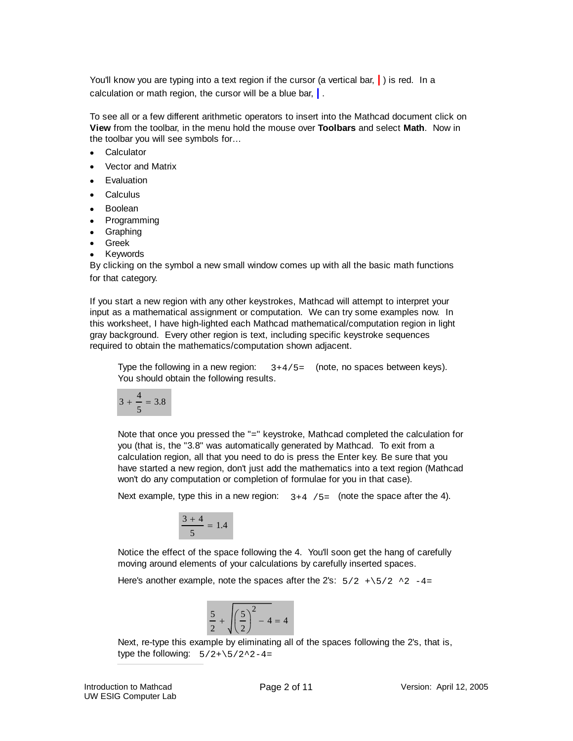You'll know you are typing into a text region if the cursor (a vertical bar, | ) is red. In a calculation or math region, the cursor will be a blue bar, | .

To see all or a few different arithmetic operators to insert into the Mathcad document click on **View** from the toolbar, in the menu hold the mouse over **Toolbars** and select **Math**. Now in the toolbar you will see symbols for…

- Calculator
- Vector and Matrix
- Evaluation
- Calculus
- Boolean
- Programming
- Graphing
- Greek
- Keywords

By clicking on the symbol a new small window comes up with all the basic math functions for that category.

If you start a new region with any other keystrokes, Mathcad will attempt to interpret your input as a mathematical assignment or computation. We can try some examples now. In this worksheet, I have high-lighted each Mathcad mathematical/computation region in light gray background. Every other region is text, including specific keystroke sequences required to obtain the mathematics/computation shown adjacent.

Type the following in a new region: `3+4/5=` (note, no spaces between keys). You should obtain the following results.

$$3 + \frac{4}{5} = 3.8$$

Note that once you pressed the "=" keystroke, Mathcad completed the calculation for you (that is, the "3.8" was automatically generated by Mathcad. To exit from a calculation region, all that you need to do is press the Enter key. Be sure that you have started a new region, don't just add the mathematics into a text region (Mathcad won't do any computation or completion of formulae for you in that case).

Next example, type this in a new region: `3+4 /5=` (note the space after the 4).

$$\frac{3 + 4}{5} = 1.4$$

Notice the effect of the space following the 4. You'll soon get the hang of carefully moving around elements of your calculations by carefully inserted spaces.

Here's another example, note the spaces after the 2's: `5/2 +\5/2 ^2 -4=`

$$\frac{5}{2} + \sqrt{\left(\frac{5}{2}\right)^2 - 4} = 4$$

Next, re-type this example by eliminating all of the spaces following the 2's, that is, type the following: `5/2+\5/2^2-4=`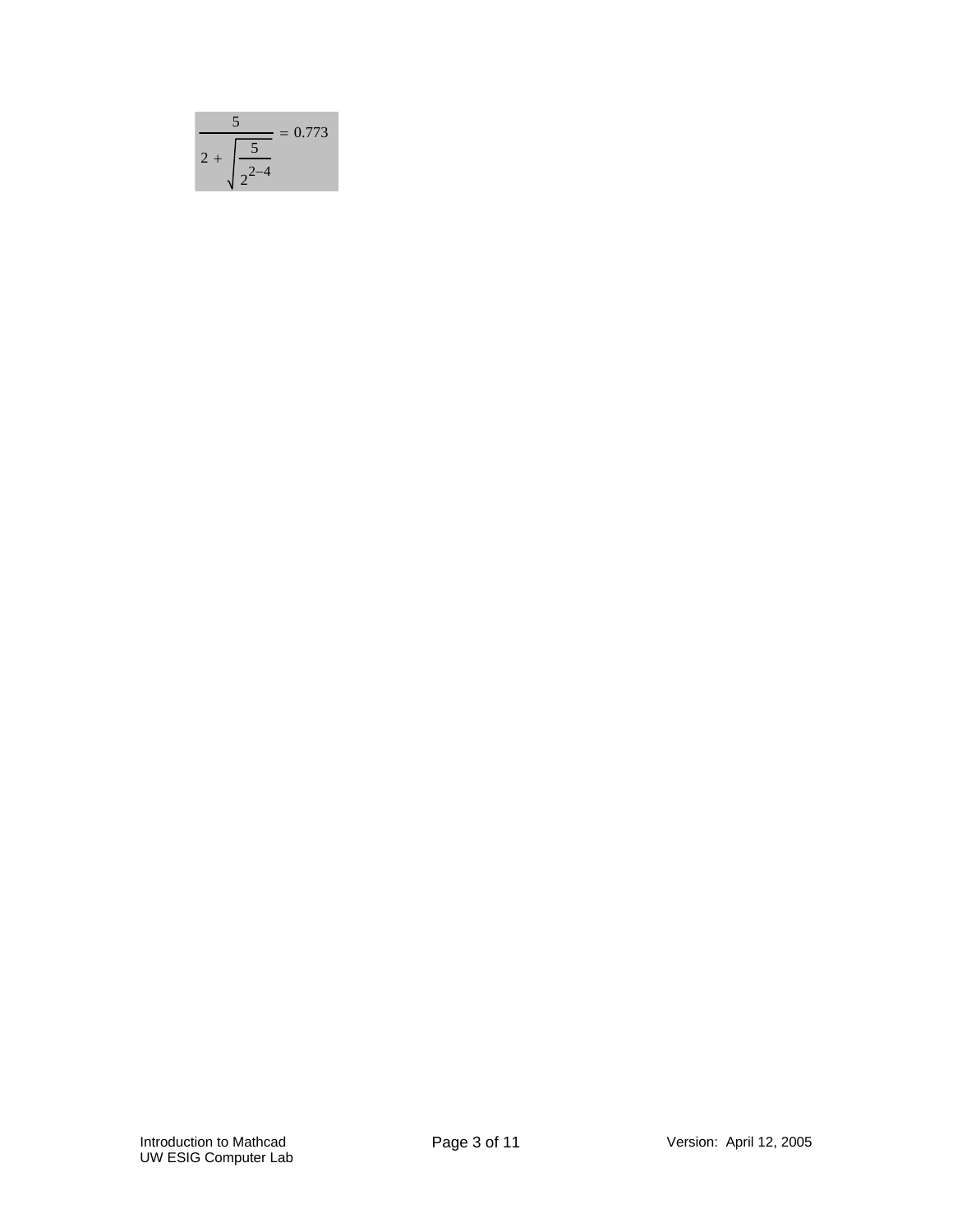$$\frac{5}{2+\sqrt{\frac{5}{2^{2-4}}}} = 0.773$$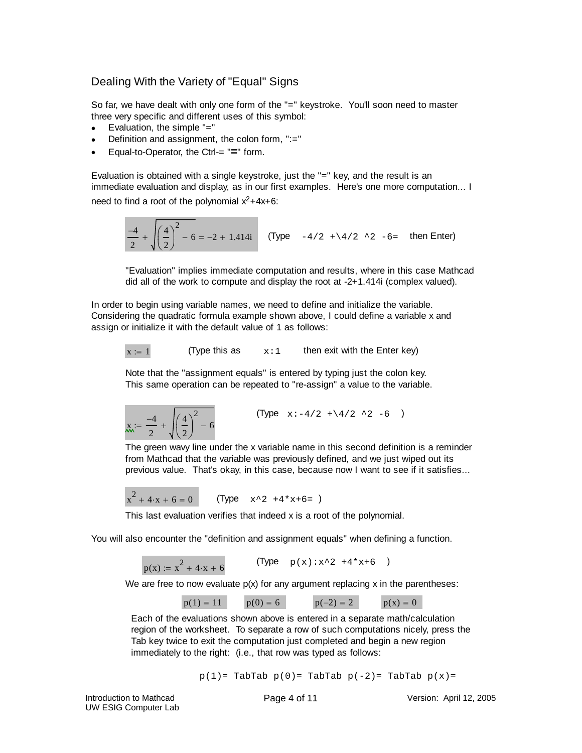## Dealing With the Variety of "Equal" Signs

So far, we have dealt with only one form of the "=" keystroke. You'll soon need to master three very specific and different uses of this symbol:

- Evaluation, the simple "="
- Definition and assignment, the colon form, ":="
- Equal-to-Operator, the Ctrl-= "**=**" form.

Evaluation is obtained with a single keystroke, just the "=" key, and the result is an immediate evaluation and display, as in our first examples. Here's one more computation... I need to find a root of the polynomial $x^2+4x+6$:

$$\frac{-4}{2} + \sqrt{\left(\frac{4}{2}\right)^2 - 6} = -2 + 1.414i$$

(Type `-4/2 +\4/2 ^2 -6=` then Enter)

"Evaluation" implies immediate computation and results, where in this case Mathcad did all of the work to compute and display the root at -2+1.414i (complex valued).

In order to begin using variable names, we need to define and initialize the variable. Considering the quadratic formula example shown above, I could define a variable x and assign or initialize it with the default value of 1 as follows:

$$x := 1$$

(Type this as `x:1` then exit with the Enter key)

Note that the "assignment equals" is entered by typing just the colon key. This same operation can be repeated to "re-assign" a value to the variable.

$$x := \frac{-4}{2} + \sqrt{\left(\frac{4}{2}\right)^2 - 6}$$

(Type `x:-4/2 +\4/2 ^2 -6` )

The green wavy line under the x variable name in this second definition is a reminder from Mathcad that the variable was previously defined, and we just wiped out its previous value. That's okay, in this case, because now I want to see if it satisfies...

$$x^2 + 4 \cdot x + 6 = 0$$

(Type `x^2 +4*x+6=` )

This last evaluation verifies that indeed x is a root of the polynomial.

You will also encounter the "definition and assignment equals" when defining a function.

$$p(x) := x^2 + 4 \cdot x + 6$$

(Type `p(x):x^2 +4*x+6` )

We are free to now evaluate p(x) for any argument replacing x in the parentheses:

$p(1) = 11$ $p(0) = 6$ $p(-2) = 2$ $p(x) = 0$

Each of the evaluations shown above is entered in a separate math/calculation region of the worksheet. To separate a row of such computations nicely, press the Tab key twice to exit the computation just completed and begin a new region immediately to the right: (i.e., that row was typed as follows:

```
p(1)= TabTab p(0)= TabTab p(-2)= TabTab p(x)=
```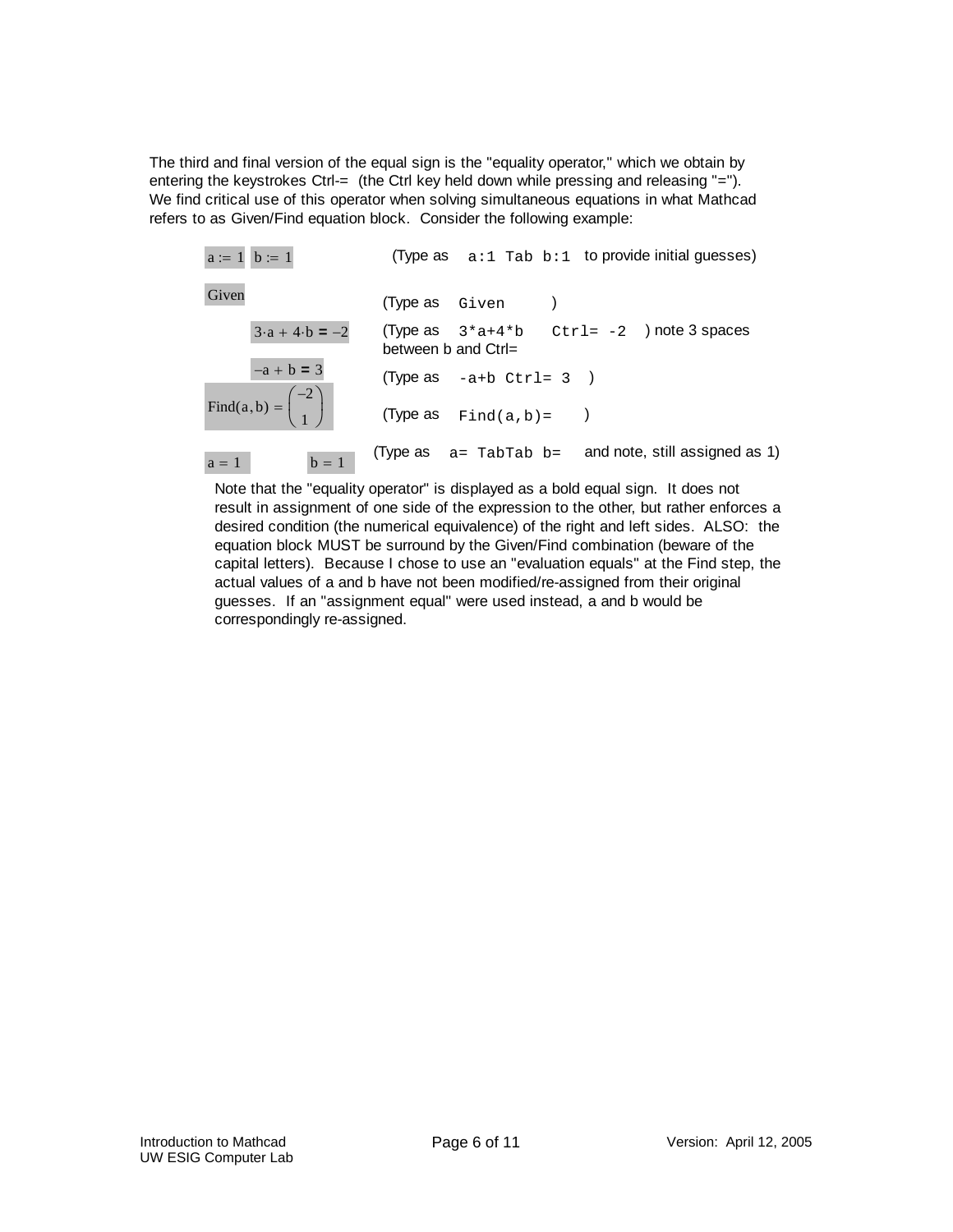The third and final version of the equal sign is the "equality operator," which we obtain by entering the keystrokes Ctrl-= (the Ctrl key held down while pressing and releasing "="). We find critical use of this operator when solving simultaneous equations in what Mathcad refers to as Given/Find equation block. Consider the following example:

$a := 1$ $b := 1$ (Type as `a:1 Tab b:1` to provide initial guesses)

Given (Type as `Given` )

$3 \cdot a + 4 \cdot b = -2$ (Type as `3*a+4*b   Ctrl= -2` ) note 3 spaces between b and Ctrl=

$-a + b = 3$ (Type as `-a+b Ctrl= 3` )

$\text{Find}(a, b) = \begin{pmatrix} -2 \\ 1 \end{pmatrix}$ (Type as `Find(a,b)=` )

$a = 1$ $b = 1$ (Type as `a= TabTab b=` and note, still assigned as 1)

Note that the "equality operator" is displayed as a bold equal sign. It does not result in assignment of one side of the expression to the other, but rather enforces a desired condition (the numerical equivalence) of the right and left sides. ALSO: the equation block MUST be surround by the Given/Find combination (beware of the capital letters). Because I chose to use an "evaluation equals" at the Find step, the actual values of a and b have not been modified/re-assigned from their original guesses. If an "assignment equal" were used instead, a and b would be correspondingly re-assigned.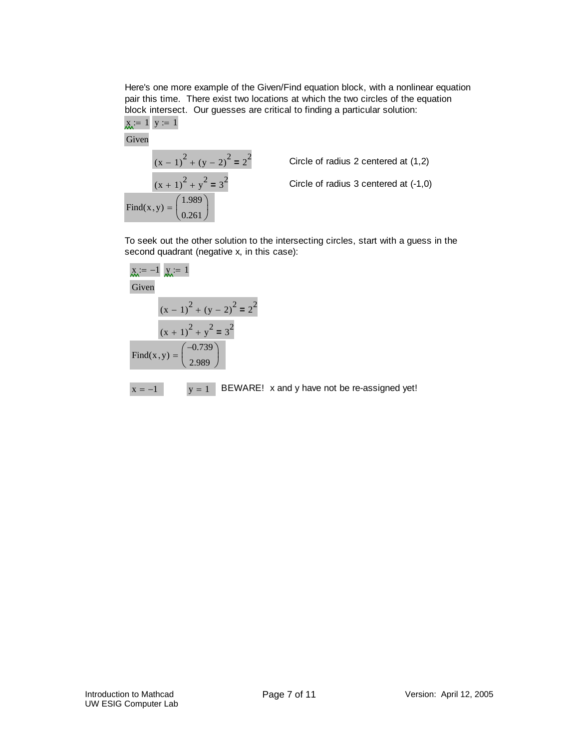Here's one more example of the Given/Find equation block, with a nonlinear equation pair this time. There exist two locations at which the two circles of the equation block intersect. Our guesses are critical to finding a particular solution:

$x := 1$ $y := 1$

Given

$$(x - 1)^2 + (y - 2)^2 = 2^2$$ Circle of radius 2 centered at (1,2)

$$(x + 1)^2 + y^2 = 3^2$$ Circle of radius 3 centered at (-1,0)

$$\text{Find}(x, y) = \begin{pmatrix} 1.989 \\ 0.261 \end{pmatrix}$$

To seek out the other solution to the intersecting circles, start with a guess in the second quadrant (negative x, in this case):

$x := -1$ $y := 1$

Given

$$(x - 1)^2 + (y - 2)^2 = 2^2$$

$$(x + 1)^2 + y^2 = 3^2$$

$$\text{Find}(x, y) = \begin{pmatrix} -0.739 \\ 2.989 \end{pmatrix}$$

$x = -1$ $y = 1$ BEWARE! x and y have not be re-assigned yet!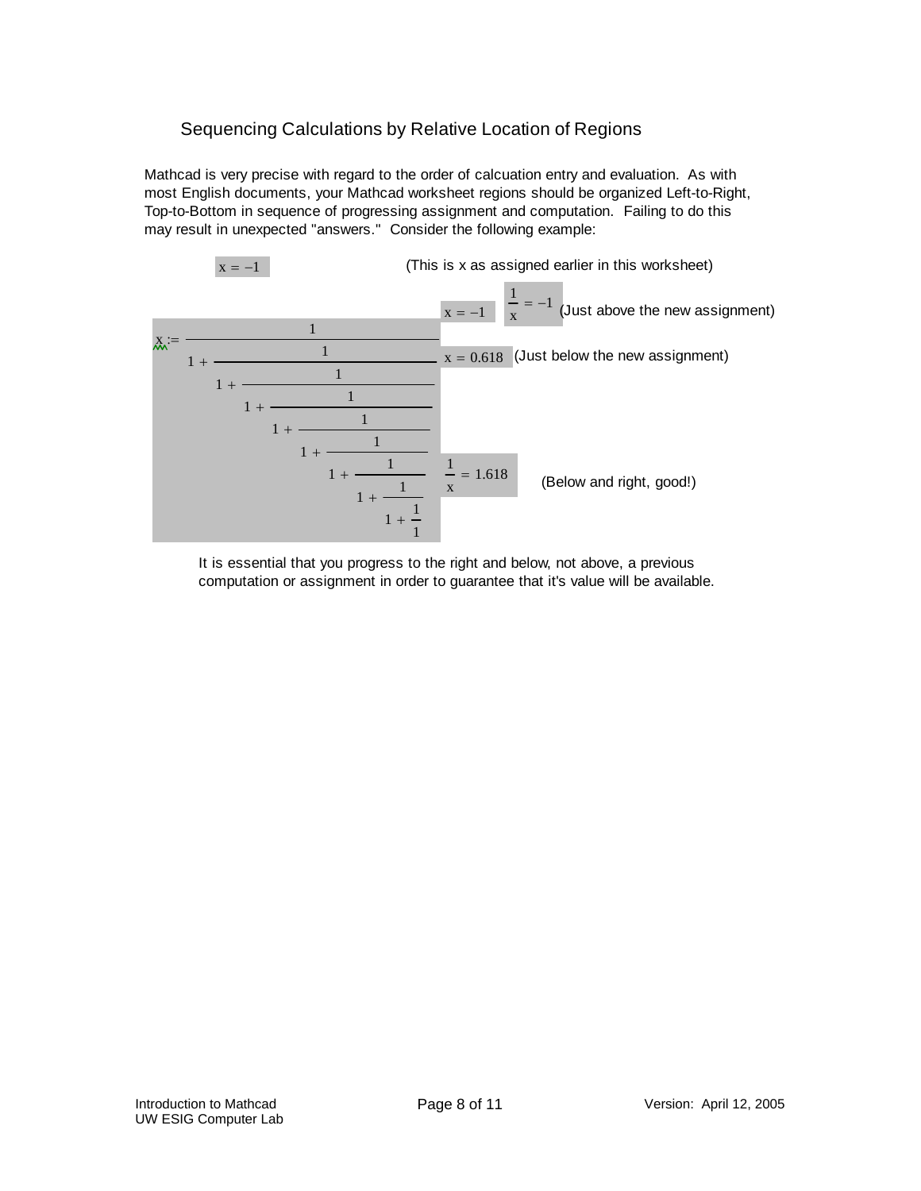## Sequencing Calculations by Relative Location of Regions

Mathcad is very precise with regard to the order of calcuation entry and evaluation. As with most English documents, your Mathcad worksheet regions should be organized Left-to-Right, Top-to-Bottom in sequence of progressing assignment and computation. Failing to do this may result in unexpected "answers." Consider the following example:

$x = -1$ (This is x as assigned earlier in this worksheet)

$x = -1$ $\frac{1}{x} = -1$ (Just above the new assignment)

$$x := \cfrac{1}{1 + \cfrac{1}{1 + \cfrac{1}{1 + \cfrac{1}{1 + \cfrac{1}{1 + \cfrac{1}{1 + \cfrac{1}{1 + \cfrac{1}{1 + \cfrac{1}{1}}}}}}}}}$$

$x = 0.618$ (Just below the new assignment)

$\frac{1}{x} = 1.618$ (Below and right, good!)

It is essential that you progress to the right and below, not above, a previous computation or assignment in order to guarantee that it's value will be available.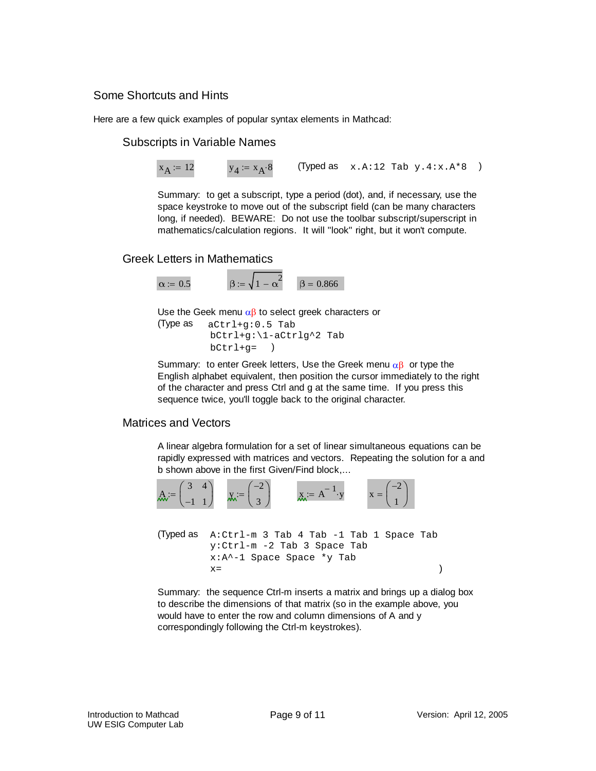## Some Shortcuts and Hints

Here are a few quick examples of popular syntax elements in Mathcad:

### Subscripts in Variable Names

$x_A := 12$ $y_4 := x_A \cdot 8$ (Typed as `x.A:12 Tab y.4:x.A*8` )

Summary: to get a subscript, type a period (dot), and, if necessary, use the space keystroke to move out of the subscript field (can be many characters long, if needed). BEWARE: Do not use the toolbar subscript/superscript in mathematics/calculation regions. It will "look" right, but it won't compute.

### Greek Letters in Mathematics

$\alpha := 0.5$ $\beta := \sqrt{1 - \alpha^2}$ $\beta = 0.866$

Use the Geek menu $\alpha\beta$ to select greek characters or
(Type as

```
aCtrl+g:0.5 Tab
bCtrl+g:\1-aCtrlg^2 Tab
bCtrl+g=
```

)

Summary: to enter Greek letters, Use the Greek menu $\alpha\beta$ or type the English alphabet equivalent, then position the cursor immediately to the right of the character and press Ctrl and g at the same time. If you press this sequence twice, you'll toggle back to the original character.

### Matrices and Vectors

A linear algebra formulation for a set of linear simultaneous equations can be rapidly expressed with matrices and vectors. Repeating the solution for a and b shown above in the first Given/Find block,...

$A := \begin{pmatrix} 3 & 4 \\ -1 & 1 \end{pmatrix}$ $y := \begin{pmatrix} -2 \\ 3 \end{pmatrix}$ $x := A^{-1} \cdot y$ $x = \begin{pmatrix} -2 \\ 1 \end{pmatrix}$

(Typed as

```
A:Ctrl-m 3 Tab 4 Tab -1 Tab 1 Space Tab
y:Ctrl-m -2 Tab 3 Space Tab
x:A^-1 Space Space *y Tab
x=
```

)

Summary: the sequence Ctrl-m inserts a matrix and brings up a dialog box to describe the dimensions of that matrix (so in the example above, you would have to enter the row and column dimensions of A and y correspondingly following the Ctrl-m keystrokes).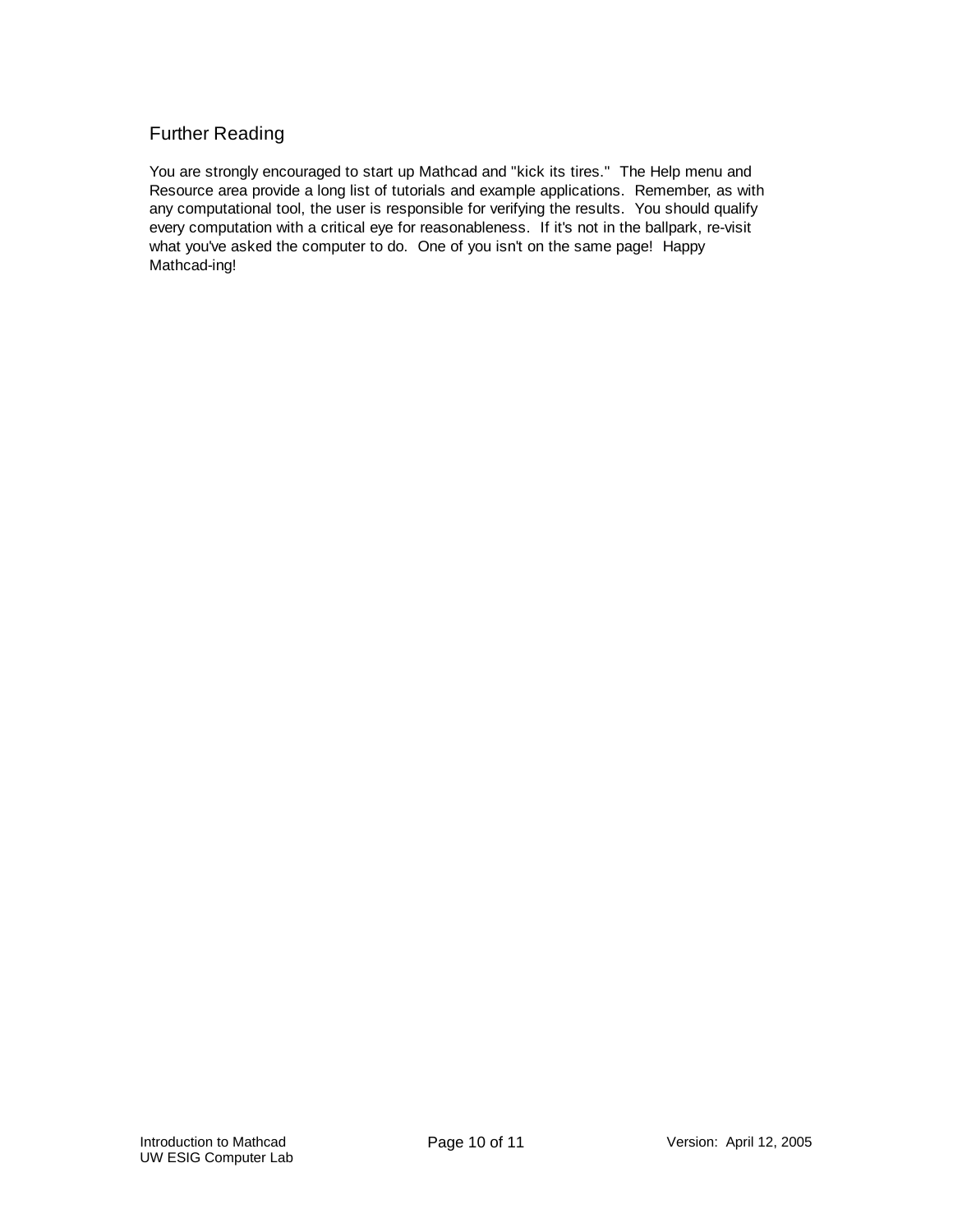## Further Reading

You are strongly encouraged to start up Mathcad and "kick its tires." The Help menu and Resource area provide a long list of tutorials and example applications. Remember, as with any computational tool, the user is responsible for verifying the results. You should qualify every computation with a critical eye for reasonableness. If it's not in the ballpark, re-visit what you've asked the computer to do. One of you isn't on the same page! Happy Mathcad-ing!